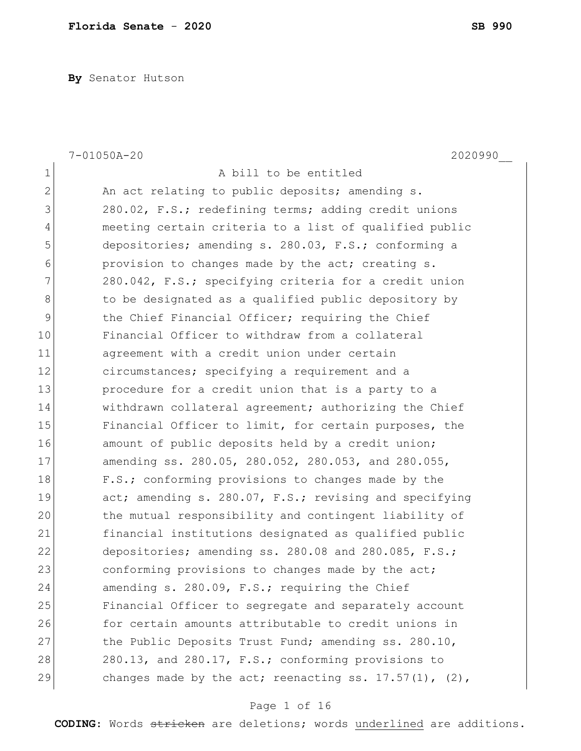**Florida Senate - 2020** **SB 990**

**By** Senator Hutson

7-01050A-20 2020990__

A bill to be entitled

An act relating to public deposits; amending s. 280.02, F.S.; redefining terms; adding credit unions meeting certain criteria to a list of qualified public depositories; amending s. 280.03, F.S.; conforming a provision to changes made by the act; creating s. 280.042, F.S.; specifying criteria for a credit union to be designated as a qualified public depository by the Chief Financial Officer; requiring the Chief Financial Officer to withdraw from a collateral agreement with a credit union under certain circumstances; specifying a requirement and a procedure for a credit union that is a party to a withdrawn collateral agreement; authorizing the Chief Financial Officer to limit, for certain purposes, the amount of public deposits held by a credit union; amending ss. 280.05, 280.052, 280.053, and 280.055, F.S.; conforming provisions to changes made by the act; amending s. 280.07, F.S.; revising and specifying the mutual responsibility and contingent liability of financial institutions designated as qualified public depositories; amending ss. 280.08 and 280.085, F.S.; conforming provisions to changes made by the act; amending s. 280.09, F.S.; requiring the Chief Financial Officer to segregate and separately account for certain amounts attributable to credit unions in the Public Deposits Trust Fund; amending ss. 280.10, 280.13, and 280.17, F.S.; conforming provisions to changes made by the act; reenacting ss. 17.57(1), (2),

**CODING:** Words ~~stricken~~ are deletions; words underlined are additions.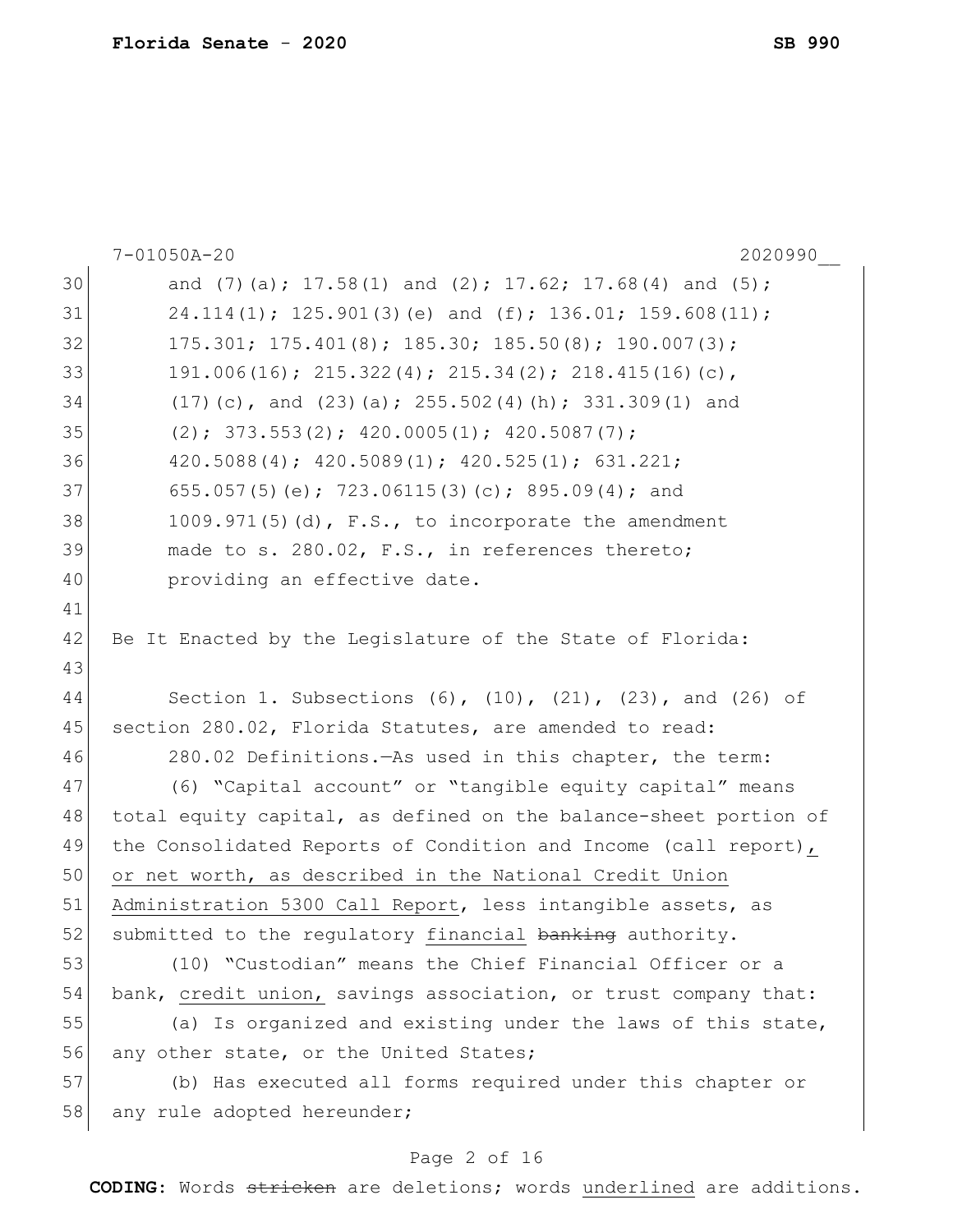and (7)(a); 17.58(1) and (2); 17.62; 17.68(4) and (5); 24.114(1); 125.901(3)(e) and (f); 136.01; 159.608(11); 175.301; 175.401(8); 185.30; 185.50(8); 190.007(3); 191.006(16); 215.322(4); 215.34(2); 218.415(16)(c), (17)(c), and (23)(a); 255.502(4)(h); 331.309(1) and (2); 373.553(2); 420.0005(1); 420.5087(7); 420.5088(4); 420.5089(1); 420.525(1); 631.221; 655.057(5)(e); 723.06115(3)(c); 895.09(4); and 1009.971(5)(d), F.S., to incorporate the amendment made to s. 280.02, F.S., in references thereto; providing an effective date.

Be It Enacted by the Legislature of the State of Florida:

Section 1. Subsections (6), (10), (21), (23), and (26) of section 280.02, Florida Statutes, are amended to read:

280.02 Definitions.—As used in this chapter, the term:

(6) "Capital account" or "tangible equity capital" means total equity capital, as defined on the balance-sheet portion of the Consolidated Reports of Condition and Income (call report), or net worth, as described in the National Credit Union Administration 5300 Call Report, less intangible assets, as submitted to the regulatory financial ~~banking~~ authority.

(10) "Custodian" means the Chief Financial Officer or a bank, credit union, savings association, or trust company that:

(a) Is organized and existing under the laws of this state, any other state, or the United States;

(b) Has executed all forms required under this chapter or any rule adopted hereunder;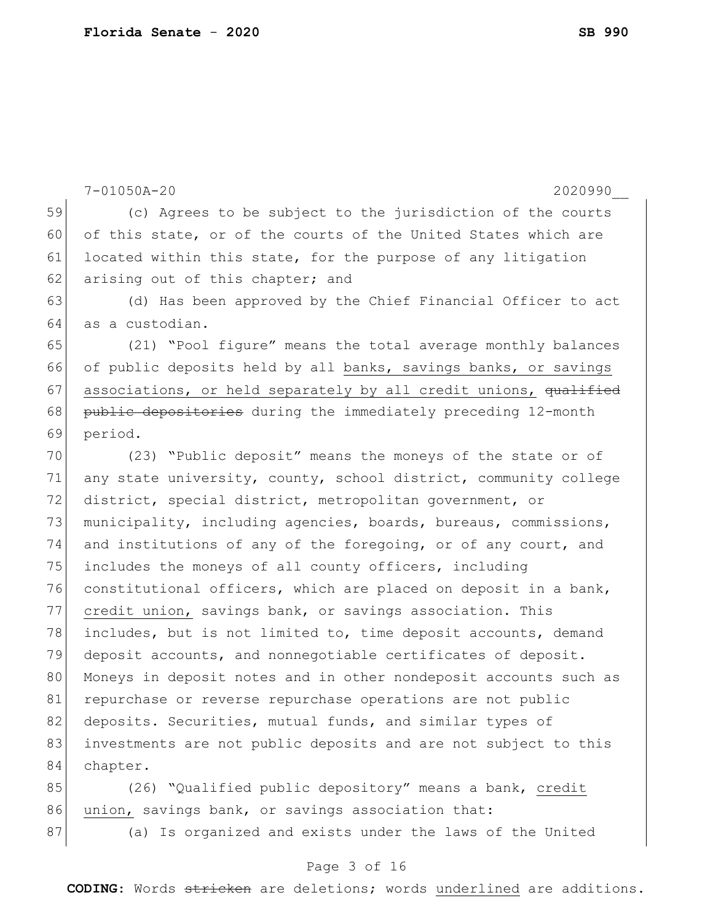(c) Agrees to be subject to the jurisdiction of the courts of this state, or of the courts of the United States which are located within this state, for the purpose of any litigation arising out of this chapter; and

(d) Has been approved by the Chief Financial Officer to act as a custodian.

(21) "Pool figure" means the total average monthly balances of public deposits held by all banks, savings banks, or savings associations, or held separately by all credit unions, ~~qualified public depositories~~ during the immediately preceding 12-month period.

(23) "Public deposit" means the moneys of the state or of any state university, county, school district, community college district, special district, metropolitan government, or municipality, including agencies, boards, bureaus, commissions, and institutions of any of the foregoing, or of any court, and includes the moneys of all county officers, including constitutional officers, which are placed on deposit in a bank, credit union, savings bank, or savings association. This includes, but is not limited to, time deposit accounts, demand deposit accounts, and nonnegotiable certificates of deposit. Moneys in deposit notes and in other nondeposit accounts such as repurchase or reverse repurchase operations are not public deposits. Securities, mutual funds, and similar types of investments are not public deposits and are not subject to this chapter.

(26) "Qualified public depository" means a bank, credit union, savings bank, or savings association that:

(a) Is organized and exists under the laws of the United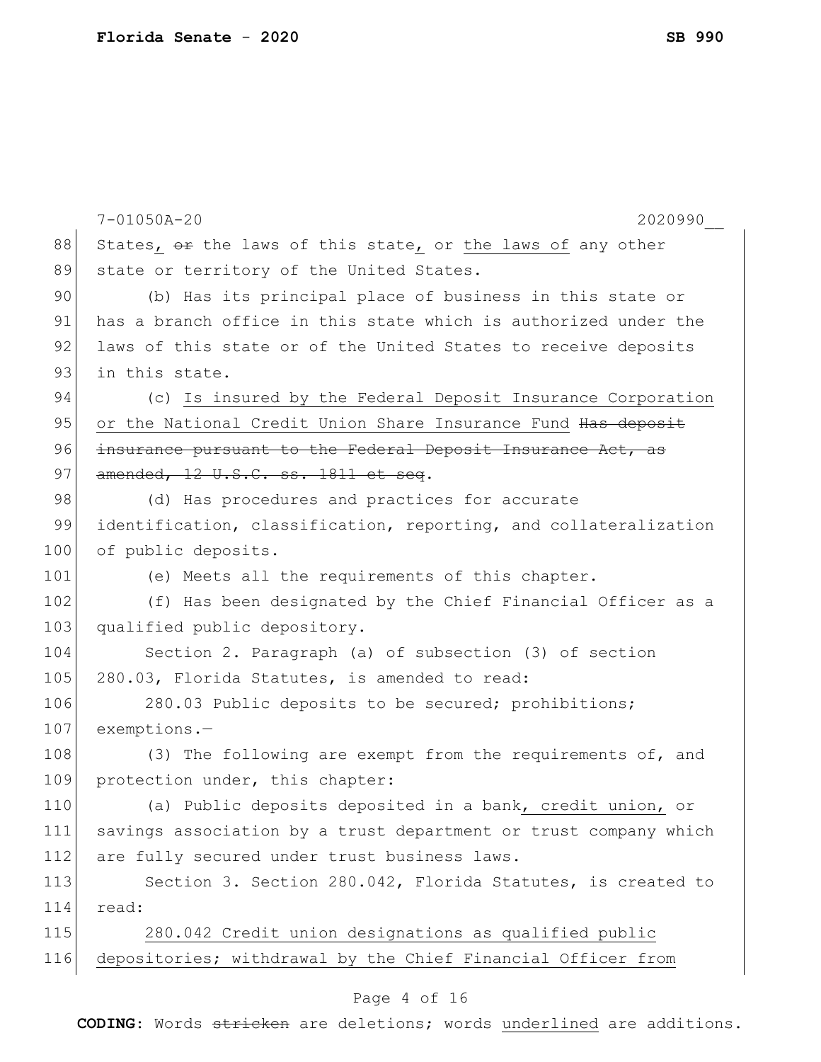States, ~~or~~ the laws of this state, or the laws of any other state or territory of the United States.

(b) Has its principal place of business in this state or has a branch office in this state which is authorized under the laws of this state or of the United States to receive deposits in this state.

(c) Is insured by the Federal Deposit Insurance Corporation or the National Credit Union Share Insurance Fund ~~Has deposit insurance pursuant to the Federal Deposit Insurance Act, as amended, 12 U.S.C. ss. 1811 et seq~~.

(d) Has procedures and practices for accurate identification, classification, reporting, and collateralization of public deposits.

(e) Meets all the requirements of this chapter.

(f) Has been designated by the Chief Financial Officer as a qualified public depository.

Section 2. Paragraph (a) of subsection (3) of section 280.03, Florida Statutes, is amended to read:

280.03 Public deposits to be secured; prohibitions; exemptions.—

(3) The following are exempt from the requirements of, and protection under, this chapter:

(a) Public deposits deposited in a bank, credit union, or savings association by a trust department or trust company which are fully secured under trust business laws.

Section 3. Section 280.042, Florida Statutes, is created to read:

280.042 Credit union designations as qualified public depositories; withdrawal by the Chief Financial Officer from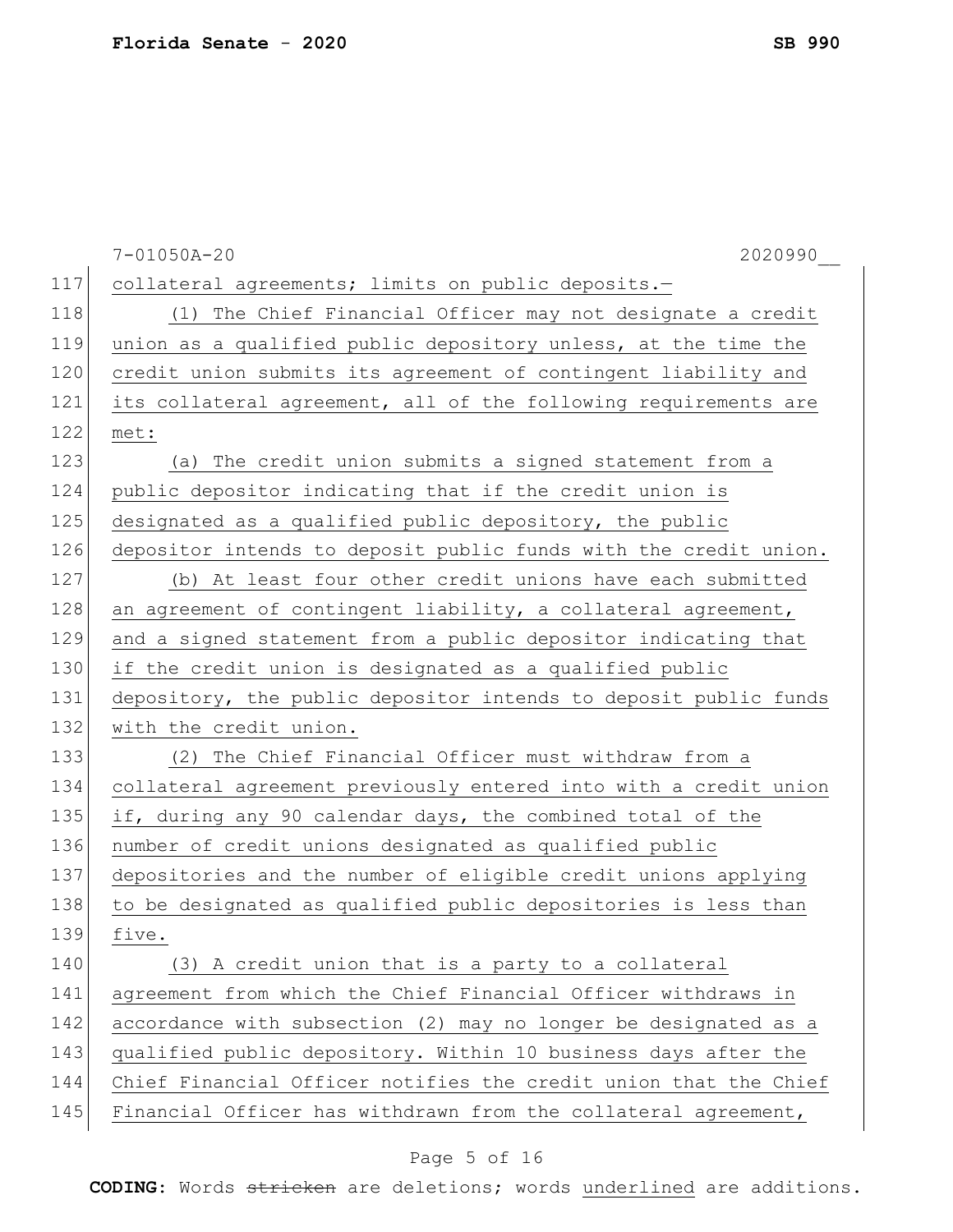collateral agreements; limits on public deposits.—

(1) The Chief Financial Officer may not designate a credit union as a qualified public depository unless, at the time the credit union submits its agreement of contingent liability and its collateral agreement, all of the following requirements are met:

(a) The credit union submits a signed statement from a public depositor indicating that if the credit union is designated as a qualified public depository, the public depositor intends to deposit public funds with the credit union.

(b) At least four other credit unions have each submitted an agreement of contingent liability, a collateral agreement, and a signed statement from a public depositor indicating that if the credit union is designated as a qualified public depository, the public depositor intends to deposit public funds with the credit union.

(2) The Chief Financial Officer must withdraw from a collateral agreement previously entered into with a credit union if, during any 90 calendar days, the combined total of the number of credit unions designated as qualified public depositories and the number of eligible credit unions applying to be designated as qualified public depositories is less than five.

(3) A credit union that is a party to a collateral agreement from which the Chief Financial Officer withdraws in accordance with subsection (2) may no longer be designated as a qualified public depository. Within 10 business days after the Chief Financial Officer notifies the credit union that the Chief Financial Officer has withdrawn from the collateral agreement,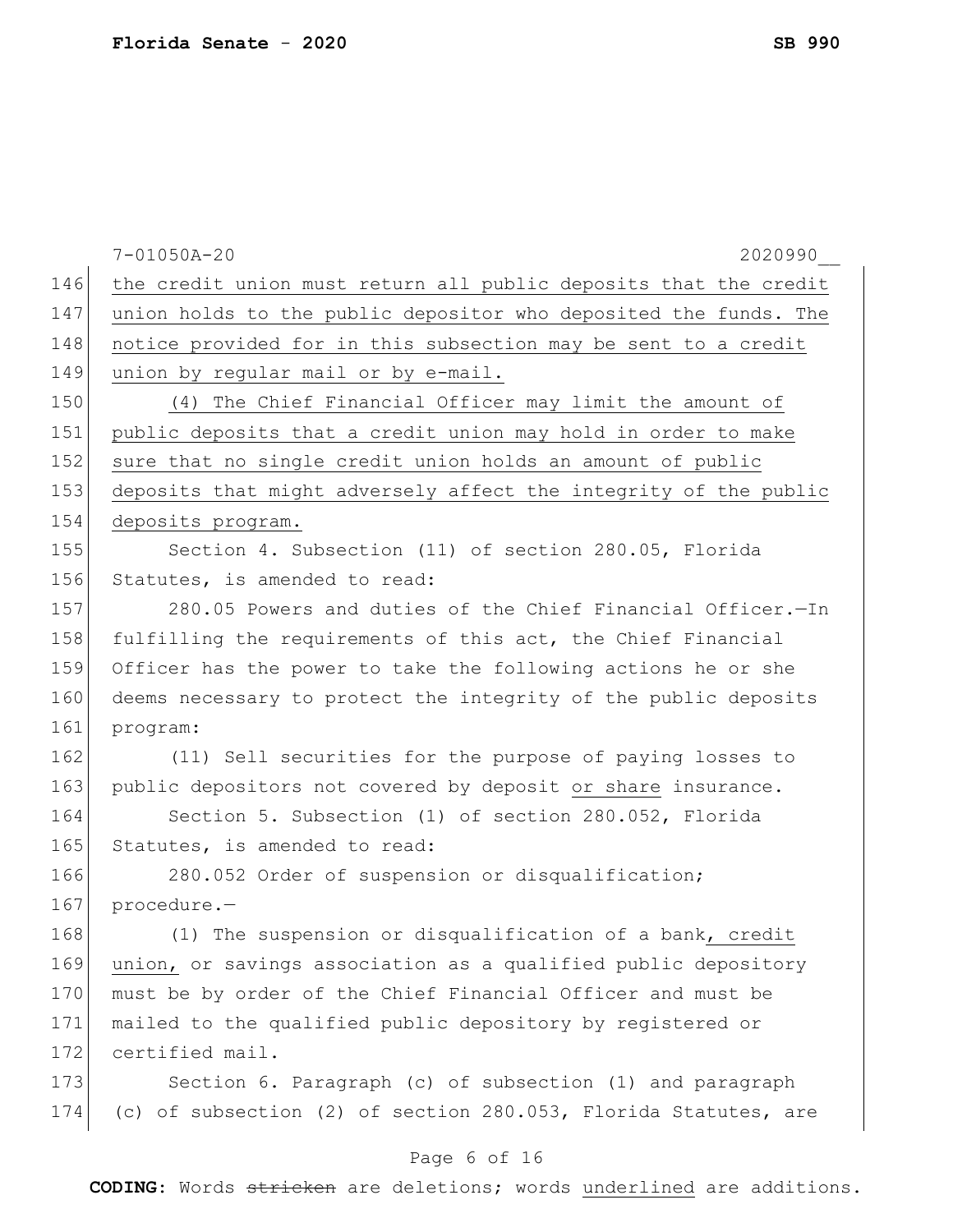the credit union must return all public deposits that the credit union holds to the public depositor who deposited the funds. The notice provided for in this subsection may be sent to a credit union by regular mail or by e-mail.

(4) The Chief Financial Officer may limit the amount of public deposits that a credit union may hold in order to make sure that no single credit union holds an amount of public deposits that might adversely affect the integrity of the public deposits program.

Section 4. Subsection (11) of section 280.05, Florida Statutes, is amended to read:

280.05 Powers and duties of the Chief Financial Officer.—In fulfilling the requirements of this act, the Chief Financial Officer has the power to take the following actions he or she deems necessary to protect the integrity of the public deposits program:

(11) Sell securities for the purpose of paying losses to public depositors not covered by deposit or share insurance.

Section 5. Subsection (1) of section 280.052, Florida Statutes, is amended to read:

280.052 Order of suspension or disqualification; procedure.—

(1) The suspension or disqualification of a bank, credit union, or savings association as a qualified public depository must be by order of the Chief Financial Officer and must be mailed to the qualified public depository by registered or certified mail.

Section 6. Paragraph (c) of subsection (1) and paragraph (c) of subsection (2) of section 280.053, Florida Statutes, are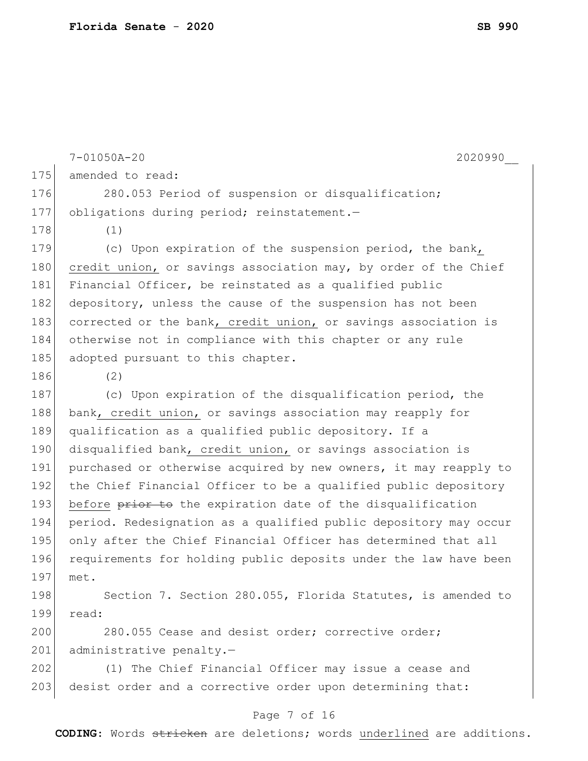7-01050A-20 2020990__

amended to read:

280.053 Period of suspension or disqualification; obligations during period; reinstatement.—

(1)

(c) Upon expiration of the suspension period, the bank, credit union, or savings association may, by order of the Chief Financial Officer, be reinstated as a qualified public depository, unless the cause of the suspension has not been corrected or the bank, credit union, or savings association is otherwise not in compliance with this chapter or any rule adopted pursuant to this chapter.

(2)

(c) Upon expiration of the disqualification period, the bank, credit union, or savings association may reapply for qualification as a qualified public depository. If a disqualified bank, credit union, or savings association is purchased or otherwise acquired by new owners, it may reapply to the Chief Financial Officer to be a qualified public depository before ~~prior to~~ the expiration date of the disqualification period. Redesignation as a qualified public depository may occur only after the Chief Financial Officer has determined that all requirements for holding public deposits under the law have been met.

Section 7. Section 280.055, Florida Statutes, is amended to read:

280.055 Cease and desist order; corrective order; administrative penalty.—

(1) The Chief Financial Officer may issue a cease and desist order and a corrective order upon determining that: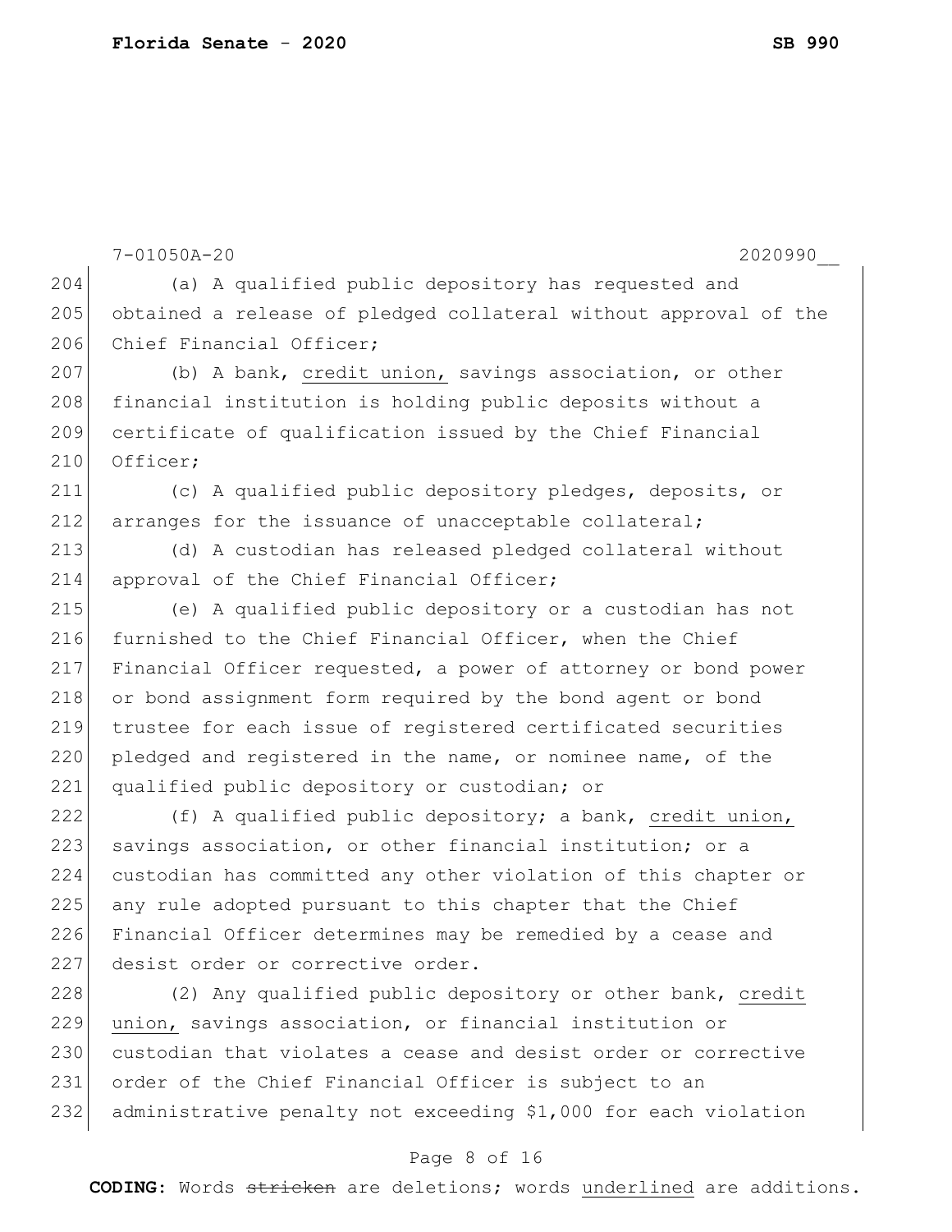7-01050A-20 2020990__

(a) A qualified public depository has requested and obtained a release of pledged collateral without approval of the Chief Financial Officer;

(b) A bank, <u>credit union,</u> savings association, or other financial institution is holding public deposits without a certificate of qualification issued by the Chief Financial Officer;

(c) A qualified public depository pledges, deposits, or arranges for the issuance of unacceptable collateral;

(d) A custodian has released pledged collateral without approval of the Chief Financial Officer;

(e) A qualified public depository or a custodian has not furnished to the Chief Financial Officer, when the Chief Financial Officer requested, a power of attorney or bond power or bond assignment form required by the bond agent or bond trustee for each issue of registered certificated securities pledged and registered in the name, or nominee name, of the qualified public depository or custodian; or

(f) A qualified public depository; a bank, <u>credit union,</u> savings association, or other financial institution; or a custodian has committed any other violation of this chapter or any rule adopted pursuant to this chapter that the Chief Financial Officer determines may be remedied by a cease and desist order or corrective order.

(2) Any qualified public depository or other bank, <u>credit union,</u> savings association, or financial institution or custodian that violates a cease and desist order or corrective order of the Chief Financial Officer is subject to an administrative penalty not exceeding $1,000 for each violation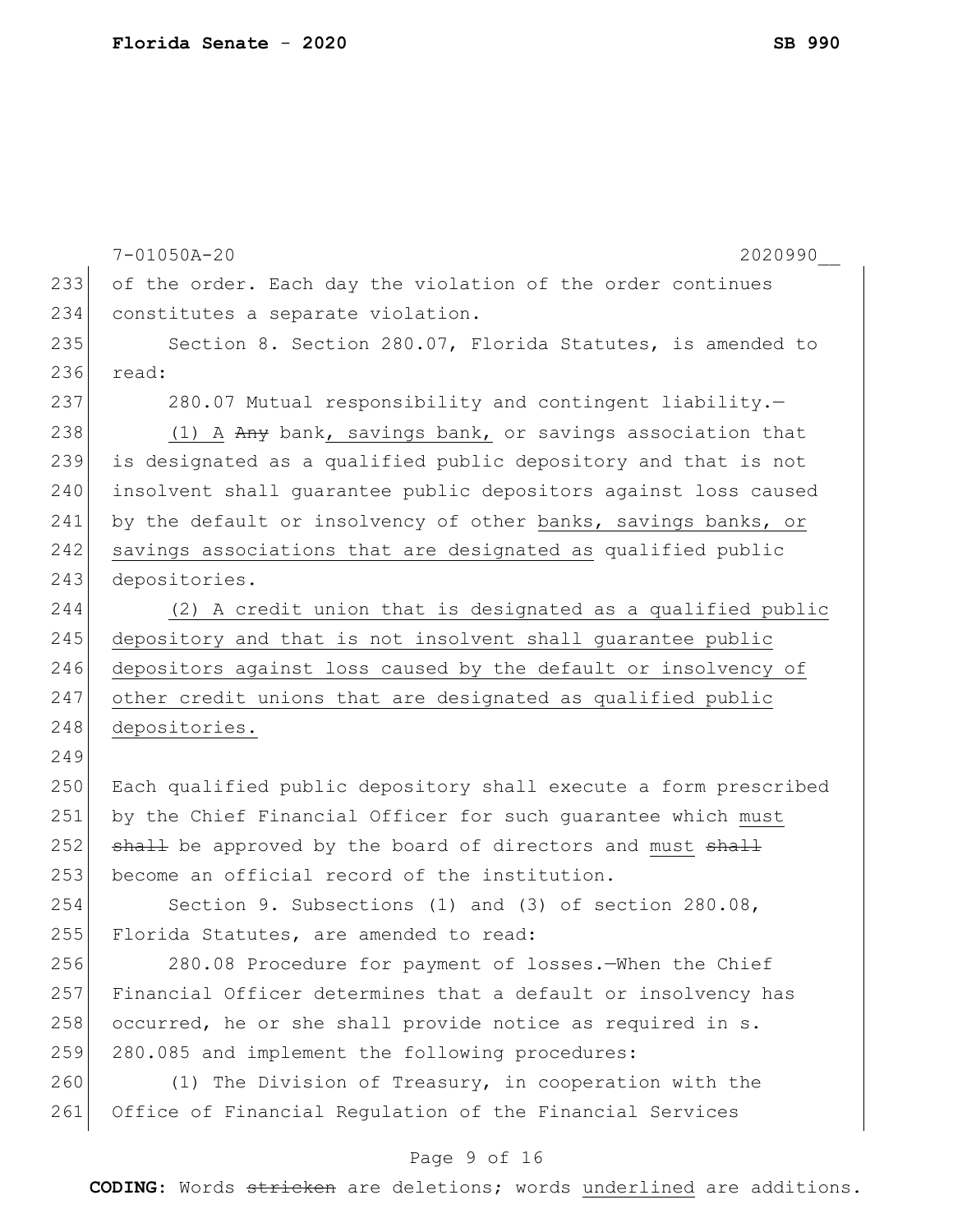of the order. Each day the violation of the order continues constitutes a separate violation.

Section 8. Section 280.07, Florida Statutes, is amended to read:

280.07 Mutual responsibility and contingent liability.—

(1) A ~~Any~~ bank, savings bank, or savings association that is designated as a qualified public depository and that is not insolvent shall guarantee public depositors against loss caused by the default or insolvency of other banks, savings banks, or savings associations that are designated as qualified public depositories.

(2) A credit union that is designated as a qualified public depository and that is not insolvent shall guarantee public depositors against loss caused by the default or insolvency of other credit unions that are designated as qualified public depositories.

Each qualified public depository shall execute a form prescribed by the Chief Financial Officer for such guarantee which must ~~shall~~ be approved by the board of directors and must ~~shall~~ become an official record of the institution.

Section 9. Subsections (1) and (3) of section 280.08, Florida Statutes, are amended to read:

280.08 Procedure for payment of losses.—When the Chief Financial Officer determines that a default or insolvency has occurred, he or she shall provide notice as required in s. 280.085 and implement the following procedures:

(1) The Division of Treasury, in cooperation with the Office of Financial Regulation of the Financial Services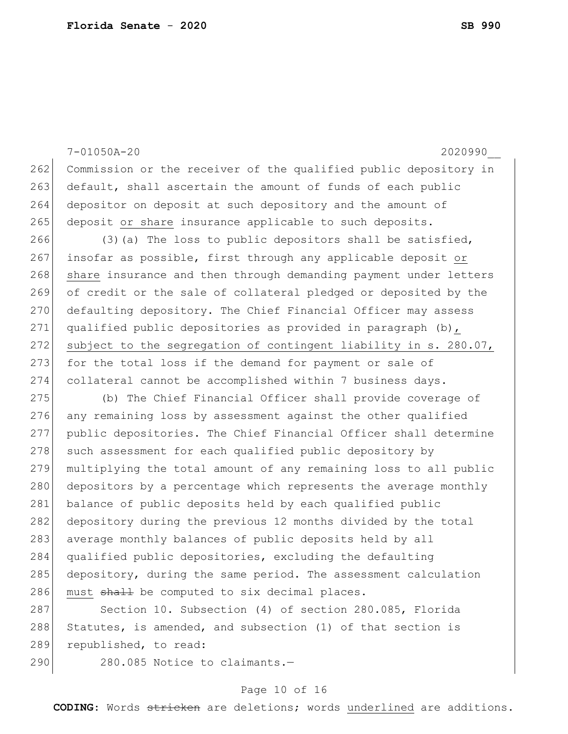Commission or the receiver of the qualified public depository in default, shall ascertain the amount of funds of each public depositor on deposit at such depository and the amount of deposit <u>or share</u> insurance applicable to such deposits.

(3)(a) The loss to public depositors shall be satisfied, insofar as possible, first through any applicable deposit <u>or share</u> insurance and then through demanding payment under letters of credit or the sale of collateral pledged or deposited by the defaulting depository. The Chief Financial Officer may assess qualified public depositories as provided in paragraph (b)<u>, subject to the segregation of contingent liability in s. 280.07,</u> for the total loss if the demand for payment or sale of collateral cannot be accomplished within 7 business days.

(b) The Chief Financial Officer shall provide coverage of any remaining loss by assessment against the other qualified public depositories. The Chief Financial Officer shall determine such assessment for each qualified public depository by multiplying the total amount of any remaining loss to all public depositors by a percentage which represents the average monthly balance of public deposits held by each qualified public depository during the previous 12 months divided by the total average monthly balances of public deposits held by all qualified public depositories, excluding the defaulting depository, during the same period. The assessment calculation <u>must</u> ~~shall~~ be computed to six decimal places.

Section 10. Subsection (4) of section 280.085, Florida Statutes, is amended, and subsection (1) of that section is republished, to read:

280.085 Notice to claimants.—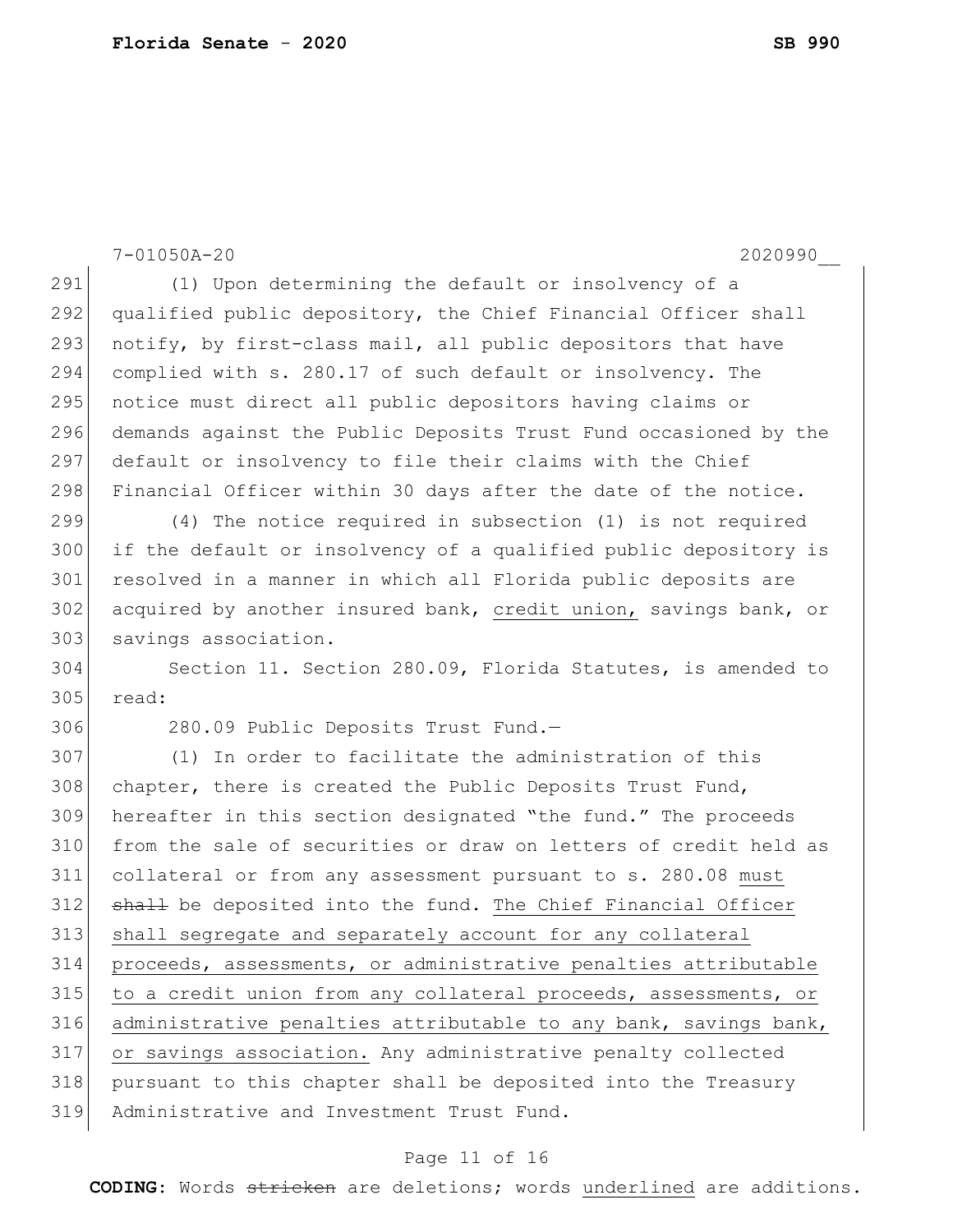(1) Upon determining the default or insolvency of a qualified public depository, the Chief Financial Officer shall notify, by first-class mail, all public depositors that have complied with s. 280.17 of such default or insolvency. The notice must direct all public depositors having claims or demands against the Public Deposits Trust Fund occasioned by the default or insolvency to file their claims with the Chief Financial Officer within 30 days after the date of the notice.

(4) The notice required in subsection (1) is not required if the default or insolvency of a qualified public depository is resolved in a manner in which all Florida public deposits are acquired by another insured bank, credit union, savings bank, or savings association.

Section 11. Section 280.09, Florida Statutes, is amended to read:

280.09 Public Deposits Trust Fund.—

(1) In order to facilitate the administration of this chapter, there is created the Public Deposits Trust Fund, hereafter in this section designated "the fund." The proceeds from the sale of securities or draw on letters of credit held as collateral or from any assessment pursuant to s. 280.08 must ~~shall~~ be deposited into the fund. The Chief Financial Officer shall segregate and separately account for any collateral proceeds, assessments, or administrative penalties attributable to a credit union from any collateral proceeds, assessments, or administrative penalties attributable to any bank, savings bank, or savings association. Any administrative penalty collected pursuant to this chapter shall be deposited into the Treasury Administrative and Investment Trust Fund.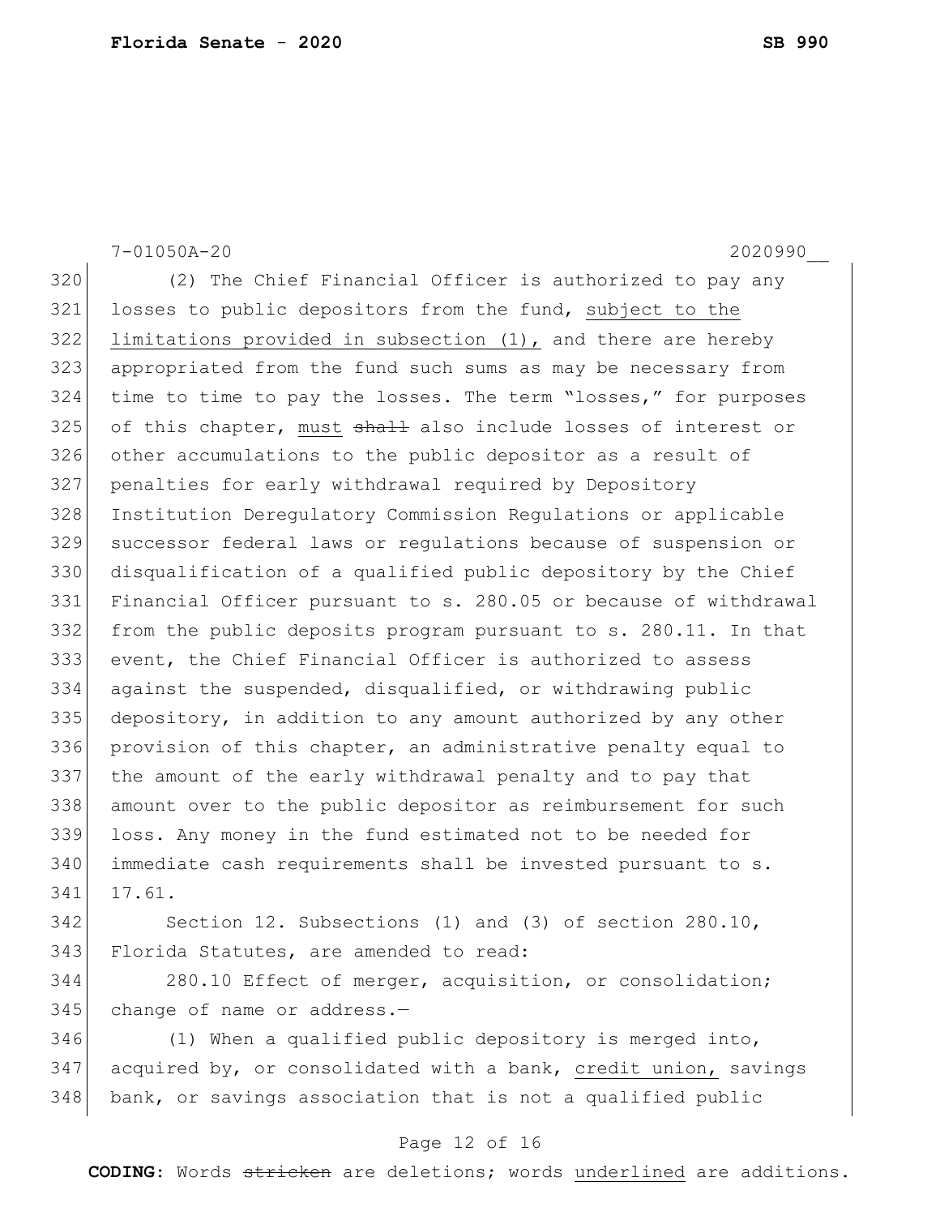(2) The Chief Financial Officer is authorized to pay any losses to public depositors from the fund, <u>subject to the limitations provided in subsection (1),</u> and there are hereby appropriated from the fund such sums as may be necessary from time to time to pay the losses. The term "losses," for purposes of this chapter, <u>must</u> ~~shall~~ also include losses of interest or other accumulations to the public depositor as a result of penalties for early withdrawal required by Depository Institution Deregulatory Commission Regulations or applicable successor federal laws or regulations because of suspension or disqualification of a qualified public depository by the Chief Financial Officer pursuant to s. 280.05 or because of withdrawal from the public deposits program pursuant to s. 280.11. In that event, the Chief Financial Officer is authorized to assess against the suspended, disqualified, or withdrawing public depository, in addition to any amount authorized by any other provision of this chapter, an administrative penalty equal to the amount of the early withdrawal penalty and to pay that amount over to the public depositor as reimbursement for such loss. Any money in the fund estimated not to be needed for immediate cash requirements shall be invested pursuant to s. 17.61.

Section 12. Subsections (1) and (3) of section 280.10, Florida Statutes, are amended to read:

280.10 Effect of merger, acquisition, or consolidation; change of name or address.—

(1) When a qualified public depository is merged into, acquired by, or consolidated with a bank, <u>credit union,</u> savings bank, or savings association that is not a qualified public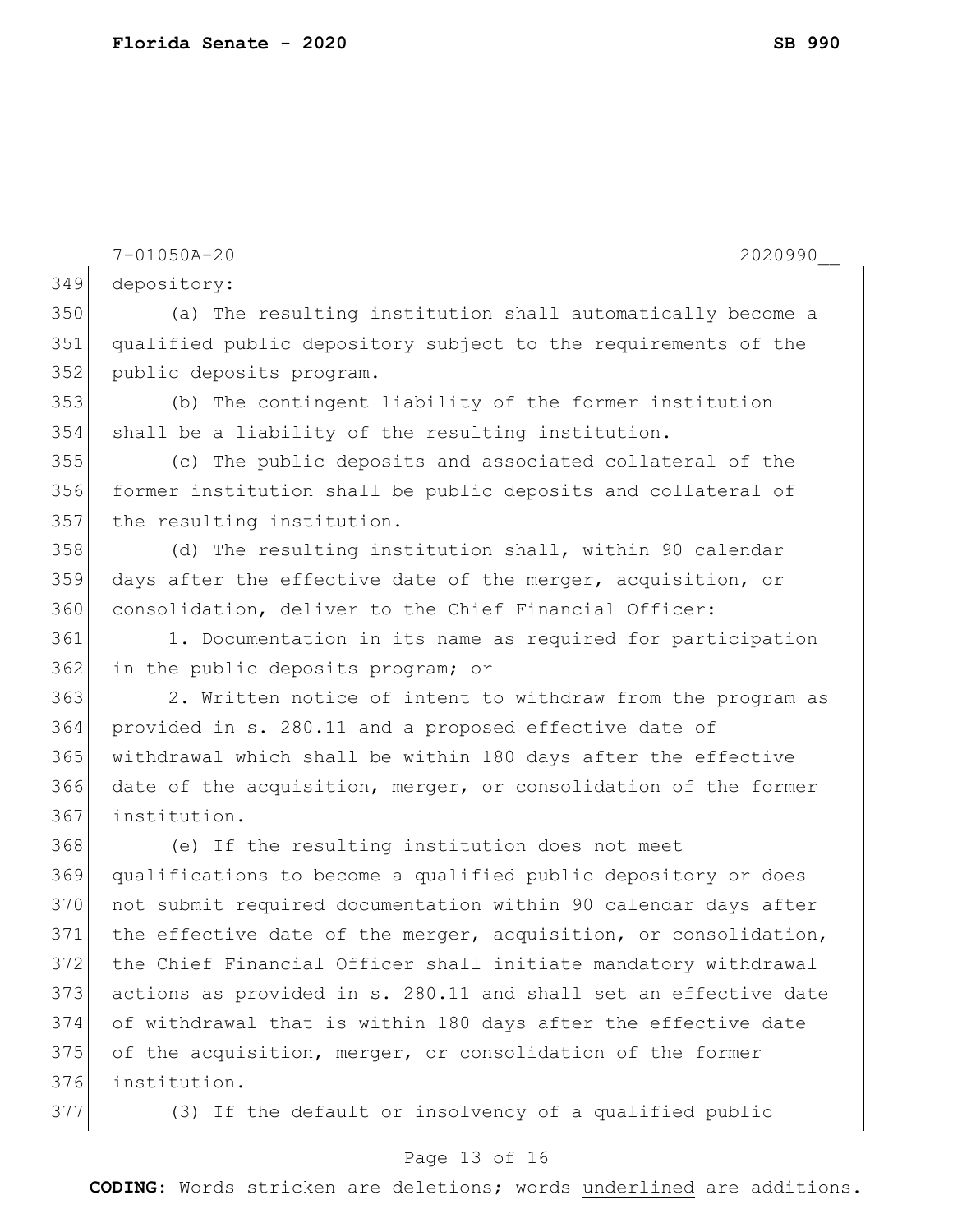depository:

(a) The resulting institution shall automatically become a qualified public depository subject to the requirements of the public deposits program.

(b) The contingent liability of the former institution shall be a liability of the resulting institution.

(c) The public deposits and associated collateral of the former institution shall be public deposits and collateral of the resulting institution.

(d) The resulting institution shall, within 90 calendar days after the effective date of the merger, acquisition, or consolidation, deliver to the Chief Financial Officer:

1. Documentation in its name as required for participation in the public deposits program; or

2. Written notice of intent to withdraw from the program as provided in s. 280.11 and a proposed effective date of withdrawal which shall be within 180 days after the effective date of the acquisition, merger, or consolidation of the former institution.

(e) If the resulting institution does not meet qualifications to become a qualified public depository or does not submit required documentation within 90 calendar days after the effective date of the merger, acquisition, or consolidation, the Chief Financial Officer shall initiate mandatory withdrawal actions as provided in s. 280.11 and shall set an effective date of withdrawal that is within 180 days after the effective date of the acquisition, merger, or consolidation of the former institution.

(3) If the default or insolvency of a qualified public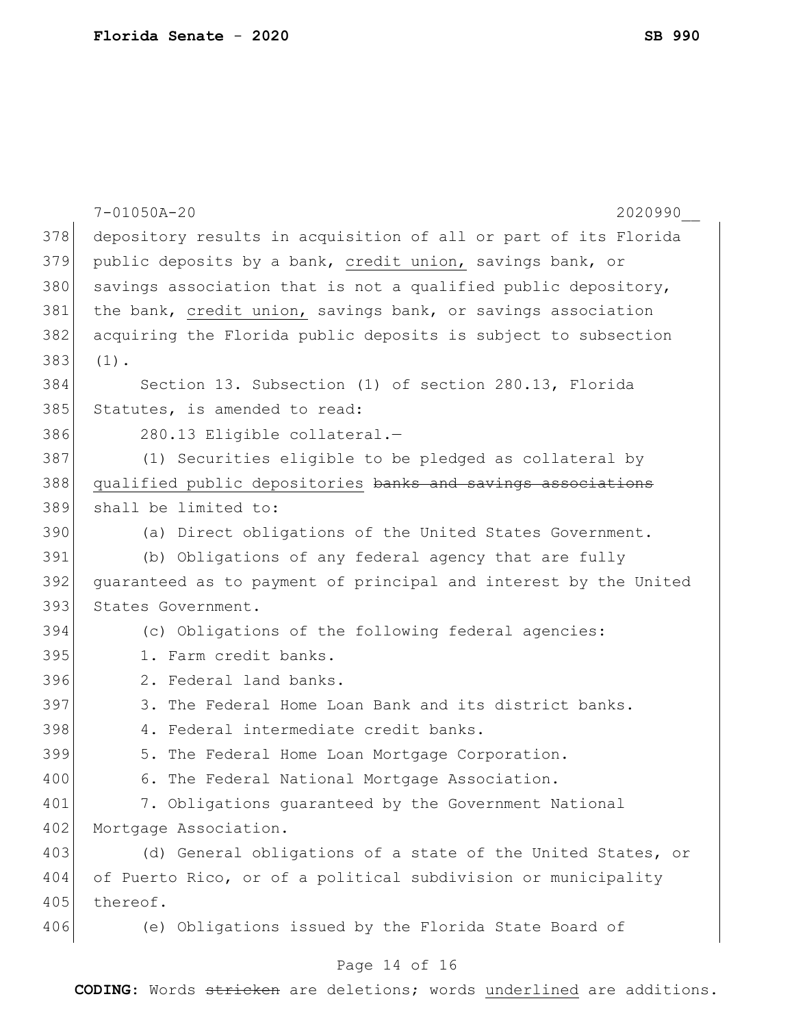depository results in acquisition of all or part of its Florida public deposits by a bank, <u>credit union,</u> savings bank, or savings association that is not a qualified public depository, the bank, <u>credit union,</u> savings bank, or savings association acquiring the Florida public deposits is subject to subsection (1).

Section 13. Subsection (1) of section 280.13, Florida Statutes, is amended to read:

280.13 Eligible collateral.—

(1) Securities eligible to be pledged as collateral by <u>qualified public depositories</u> ~~banks and savings associations~~ shall be limited to:

(a) Direct obligations of the United States Government.

(b) Obligations of any federal agency that are fully guaranteed as to payment of principal and interest by the United States Government.

(c) Obligations of the following federal agencies:

1. Farm credit banks.
2. Federal land banks.
3. The Federal Home Loan Bank and its district banks.
4. Federal intermediate credit banks.
5. The Federal Home Loan Mortgage Corporation.
6. The Federal National Mortgage Association.
7. Obligations guaranteed by the Government National Mortgage Association.

(d) General obligations of a state of the United States, or of Puerto Rico, or of a political subdivision or municipality thereof.

(e) Obligations issued by the Florida State Board of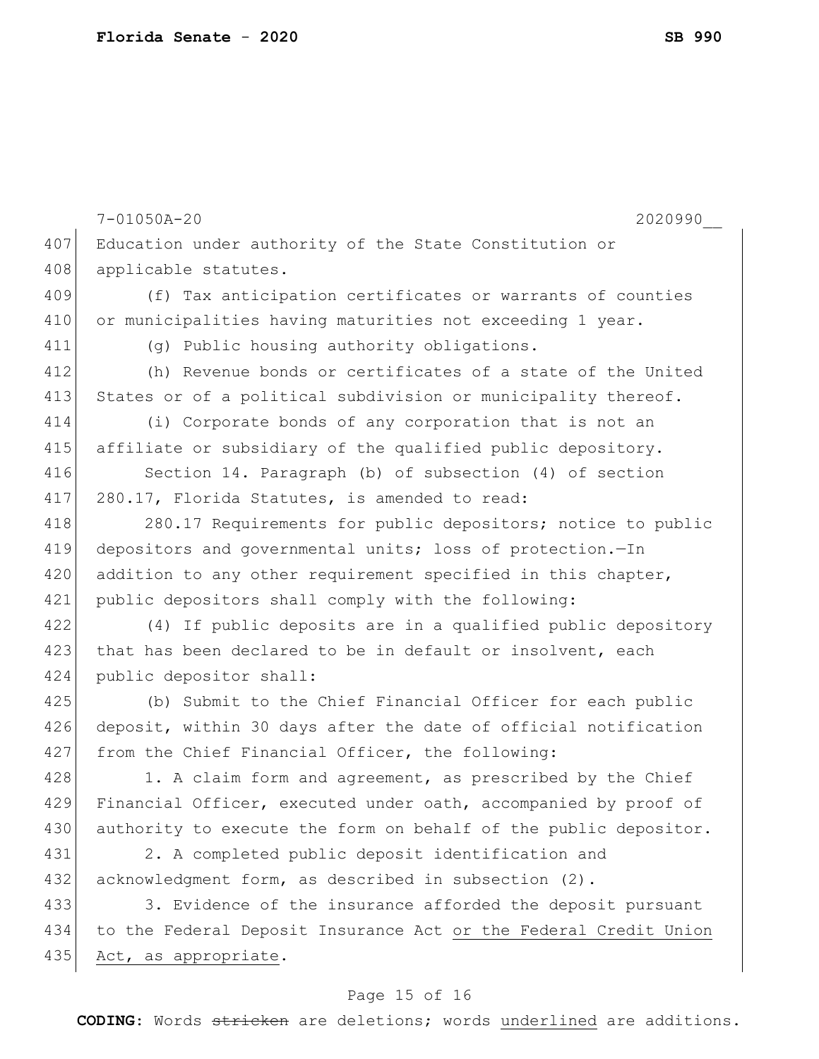Education under authority of the State Constitution or applicable statutes.

(f) Tax anticipation certificates or warrants of counties or municipalities having maturities not exceeding 1 year.

(g) Public housing authority obligations.

(h) Revenue bonds or certificates of a state of the United States or of a political subdivision or municipality thereof.

(i) Corporate bonds of any corporation that is not an affiliate or subsidiary of the qualified public depository.

Section 14. Paragraph (b) of subsection (4) of section 280.17, Florida Statutes, is amended to read:

280.17 Requirements for public depositors; notice to public depositors and governmental units; loss of protection.—In addition to any other requirement specified in this chapter, public depositors shall comply with the following:

(4) If public deposits are in a qualified public depository that has been declared to be in default or insolvent, each public depositor shall:

(b) Submit to the Chief Financial Officer for each public deposit, within 30 days after the date of official notification from the Chief Financial Officer, the following:

1. A claim form and agreement, as prescribed by the Chief Financial Officer, executed under oath, accompanied by proof of authority to execute the form on behalf of the public depositor.

2. A completed public deposit identification and acknowledgment form, as described in subsection (2).

3. Evidence of the insurance afforded the deposit pursuant to the Federal Deposit Insurance Act <u>or the Federal Credit Union Act, as appropriate</u>.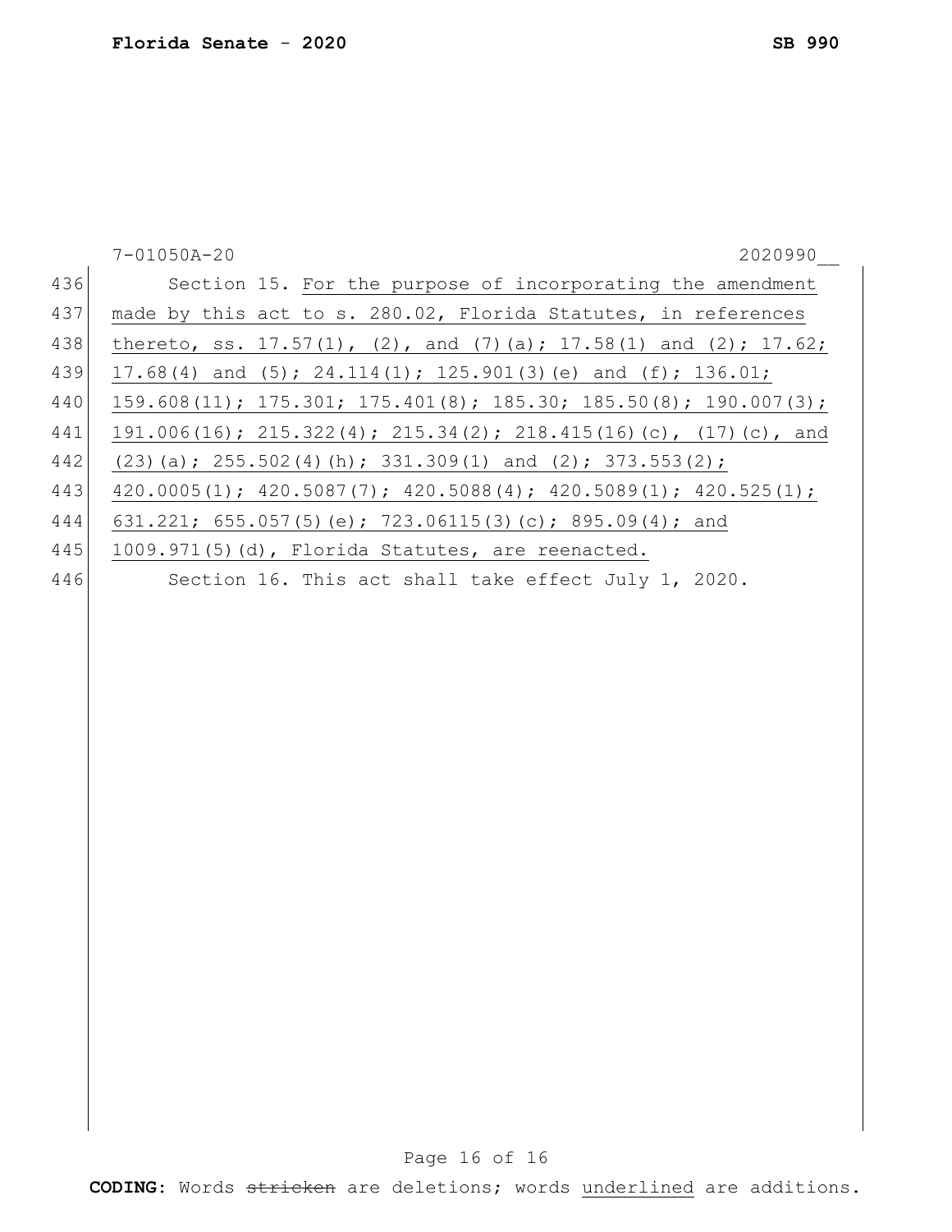436 Section 15. For the purpose of incorporating the amendment
437 made by this act to s. 280.02, Florida Statutes, in references
438 thereto, ss. 17.57(1), (2), and (7)(a); 17.58(1) and (2); 17.62;
439 17.68(4) and (5); 24.114(1); 125.901(3)(e) and (f); 136.01;
440 159.608(11); 175.301; 175.401(8); 185.30; 185.50(8); 190.007(3);
441 191.006(16); 215.322(4); 215.34(2); 218.415(16)(c), (17)(c), and
442 (23)(a); 255.502(4)(h); 331.309(1) and (2); 373.553(2);
443 420.0005(1); 420.5087(7); 420.5088(4); 420.5089(1); 420.525(1);
444 631.221; 655.057(5)(e); 723.06115(3)(c); 895.09(4); and
445 1009.971(5)(d), Florida Statutes, are reenacted.
446 Section 16. This act shall take effect July 1, 2020.